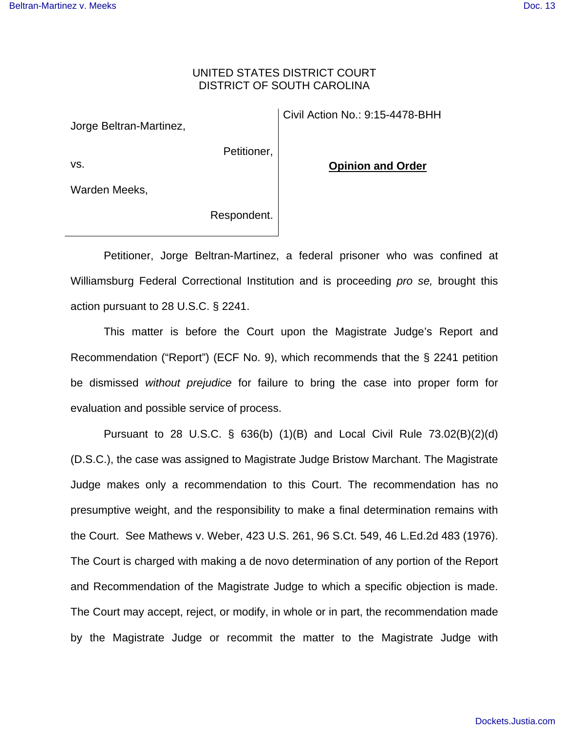UNITED STATES DISTRICT COURT
DISTRICT OF SOUTH CAROLINA

| | |
|---|---|
| Jorge Beltran-Martinez,<br><br>Petitioner,<br><br>vs.<br><br>Warden Meeks,<br><br>Respondent. | Civil Action No.: 9:15-4478-BHH<br><br>**Opinion and Order** |

Petitioner, Jorge Beltran-Martinez, a federal prisoner who was confined at Williamsburg Federal Correctional Institution and is proceeding *pro se,* brought this action pursuant to 28 U.S.C. § 2241.

This matter is before the Court upon the Magistrate Judge's Report and Recommendation ("Report") (ECF No. 9), which recommends that the § 2241 petition be dismissed *without prejudice* for failure to bring the case into proper form for evaluation and possible service of process.

Pursuant to 28 U.S.C. § 636(b) (1)(B) and Local Civil Rule 73.02(B)(2)(d) (D.S.C.), the case was assigned to Magistrate Judge Bristow Marchant. The Magistrate Judge makes only a recommendation to this Court. The recommendation has no presumptive weight, and the responsibility to make a final determination remains with the Court. See Mathews v. Weber, 423 U.S. 261, 96 S.Ct. 549, 46 L.Ed.2d 483 (1976). The Court is charged with making a de novo determination of any portion of the Report and Recommendation of the Magistrate Judge to which a specific objection is made. The Court may accept, reject, or modify, in whole or in part, the recommendation made by the Magistrate Judge or recommit the matter to the Magistrate Judge with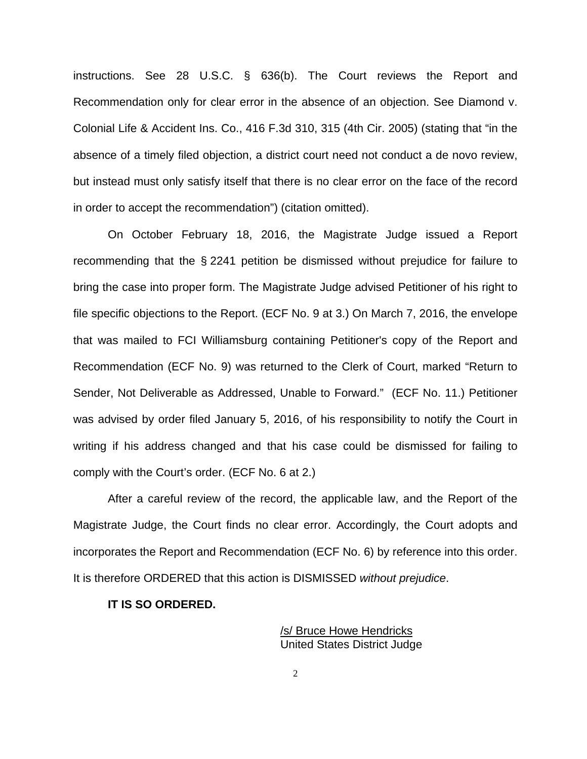instructions. See 28 U.S.C. § 636(b). The Court reviews the Report and Recommendation only for clear error in the absence of an objection. See Diamond v. Colonial Life & Accident Ins. Co., 416 F.3d 310, 315 (4th Cir. 2005) (stating that "in the absence of a timely filed objection, a district court need not conduct a de novo review, but instead must only satisfy itself that there is no clear error on the face of the record in order to accept the recommendation") (citation omitted).

On October February 18, 2016, the Magistrate Judge issued a Report recommending that the § 2241 petition be dismissed without prejudice for failure to bring the case into proper form. The Magistrate Judge advised Petitioner of his right to file specific objections to the Report. (ECF No. 9 at 3.) On March 7, 2016, the envelope that was mailed to FCI Williamsburg containing Petitioner's copy of the Report and Recommendation (ECF No. 9) was returned to the Clerk of Court, marked "Return to Sender, Not Deliverable as Addressed, Unable to Forward." (ECF No. 11.) Petitioner was advised by order filed January 5, 2016, of his responsibility to notify the Court in writing if his address changed and that his case could be dismissed for failing to comply with the Court's order. (ECF No. 6 at 2.)

After a careful review of the record, the applicable law, and the Report of the Magistrate Judge, the Court finds no clear error. Accordingly, the Court adopts and incorporates the Report and Recommendation (ECF No. 6) by reference into this order. It is therefore ORDERED that this action is DISMISSED *without prejudice*.

**IT IS SO ORDERED.**

/s/ Bruce Howe Hendricks
United States District Judge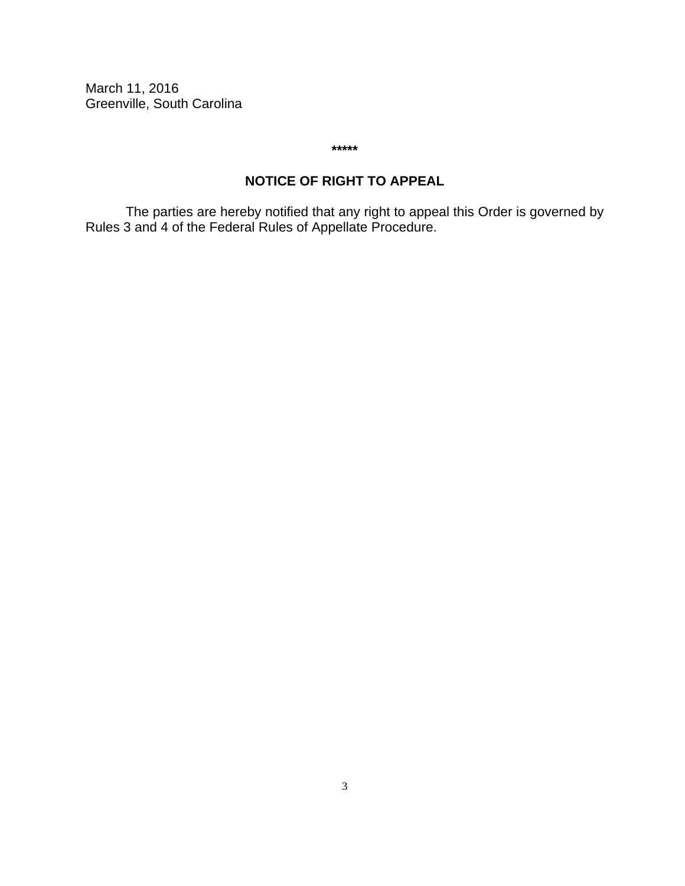March 11, 2016
Greenville, South Carolina

*****

**NOTICE OF RIGHT TO APPEAL**

The parties are hereby notified that any right to appeal this Order is governed by Rules 3 and 4 of the Federal Rules of Appellate Procedure.